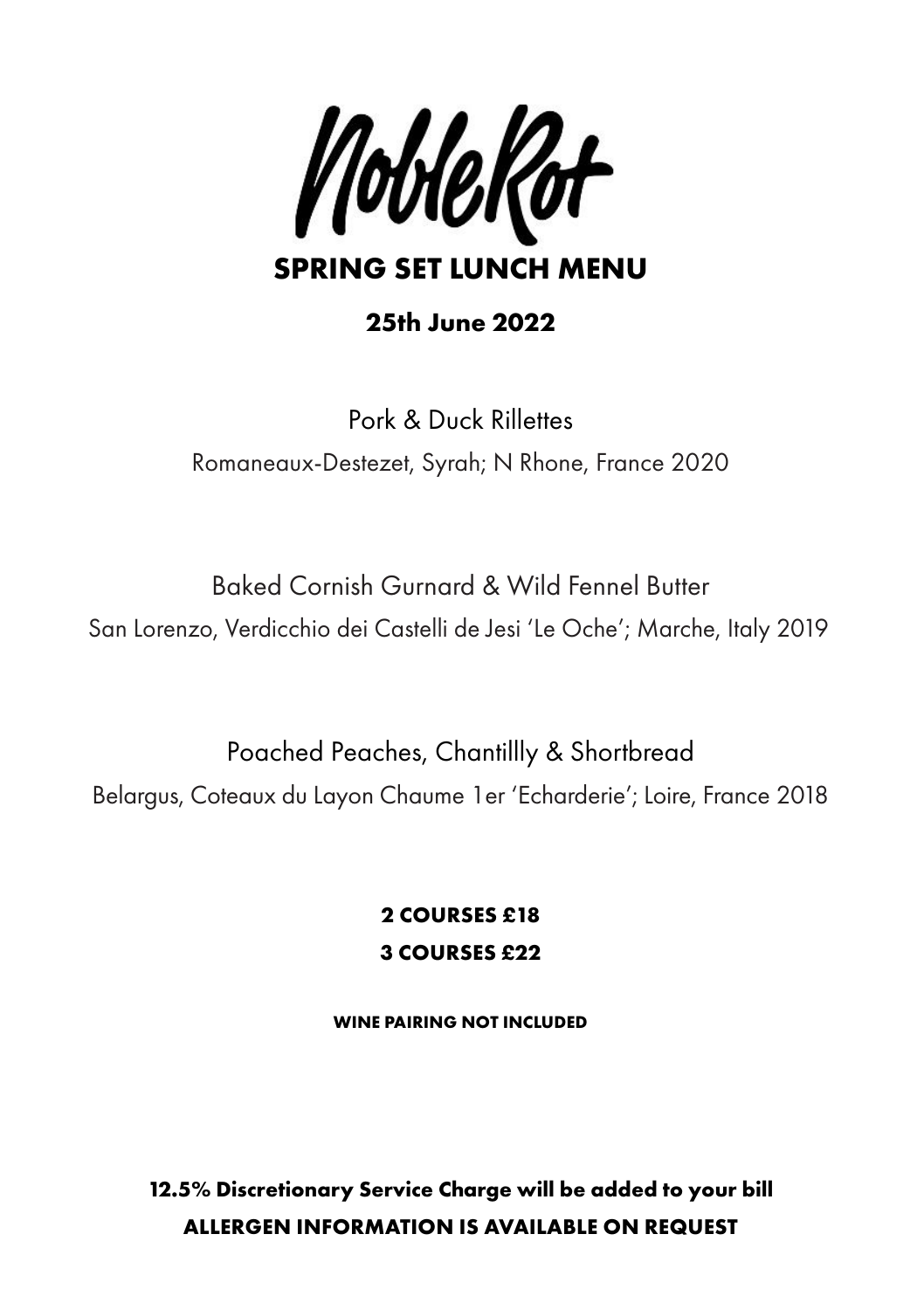# Noble Rot

## SPRING SET LUNCH MENU

### 25th June 2022

Pork & Duck Rillettes

Romaneaux-Destezet, Syrah; N Rhone, France 2020

Baked Cornish Gurnard & Wild Fennel Butter

San Lorenzo, Verdicchio dei Castelli de Jesi 'Le Oche'; Marche, Italy 2019

Poached Peaches, Chantillly & Shortbread

Belargus, Coteaux du Layon Chaume 1er 'Echarderie'; Loire, France 2018

**2 COURSES £18**

**3 COURSES £22**

**WINE PAIRING NOT INCLUDED**

**12.5% Discretionary Service Charge will be added to your bill**

**ALLERGEN INFORMATION IS AVAILABLE ON REQUEST**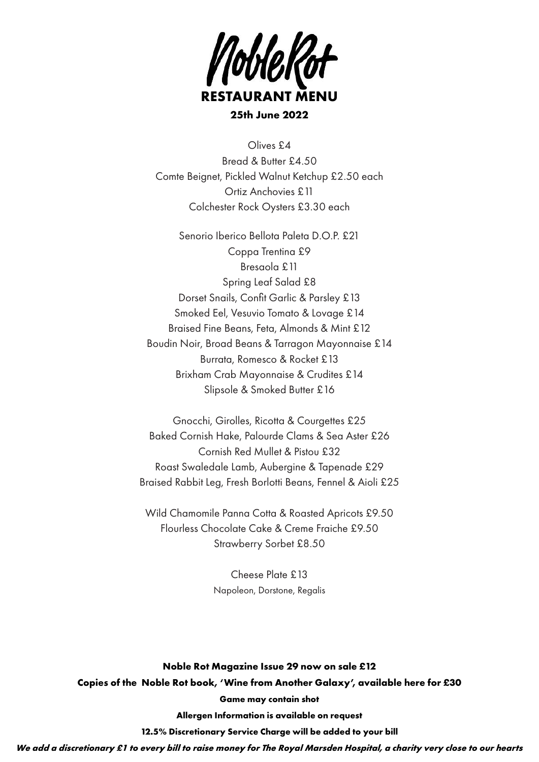# Noble Rot

## RESTAURANT MENU

**25th June 2022**

Olives £4
Bread & Butter £4.50
Comte Beignet, Pickled Walnut Ketchup £2.50 each
Ortiz Anchovies £11
Colchester Rock Oysters £3.30 each

Senorio Iberico Bellota Paleta D.O.P. £21
Coppa Trentina £9
Bresaola £11
Spring Leaf Salad £8
Dorset Snails, Confit Garlic & Parsley £13
Smoked Eel, Vesuvio Tomato & Lovage £14
Braised Fine Beans, Feta, Almonds & Mint £12
Boudin Noir, Broad Beans & Tarragon Mayonnaise £14
Burrata, Romesco & Rocket £13
Brixham Crab Mayonnaise & Crudites £14
Slipsole & Smoked Butter £16

Gnocchi, Girolles, Ricotta & Courgettes £25
Baked Cornish Hake, Palourde Clams & Sea Aster £26
Cornish Red Mullet & Pistou £32
Roast Swaledale Lamb, Aubergine & Tapenade £29
Braised Rabbit Leg, Fresh Borlotti Beans, Fennel & Aioli £25

Wild Chamomile Panna Cotta & Roasted Apricots £9.50
Flourless Chocolate Cake & Creme Fraiche £9.50
Strawberry Sorbet £8.50

Cheese Plate £13
Napoleon, Dorstone, Regalis

**Noble Rot Magazine Issue 29 now on sale £12**

**Copies of the Noble Rot book, 'Wine from Another Galaxy', available here for £30**

**Game may contain shot**

**Allergen Information is available on request**

**12.5% Discretionary Service Charge will be added to your bill**

***We add a discretionary £1 to every bill to raise money for The Royal Marsden Hospital, a charity very close to our hearts***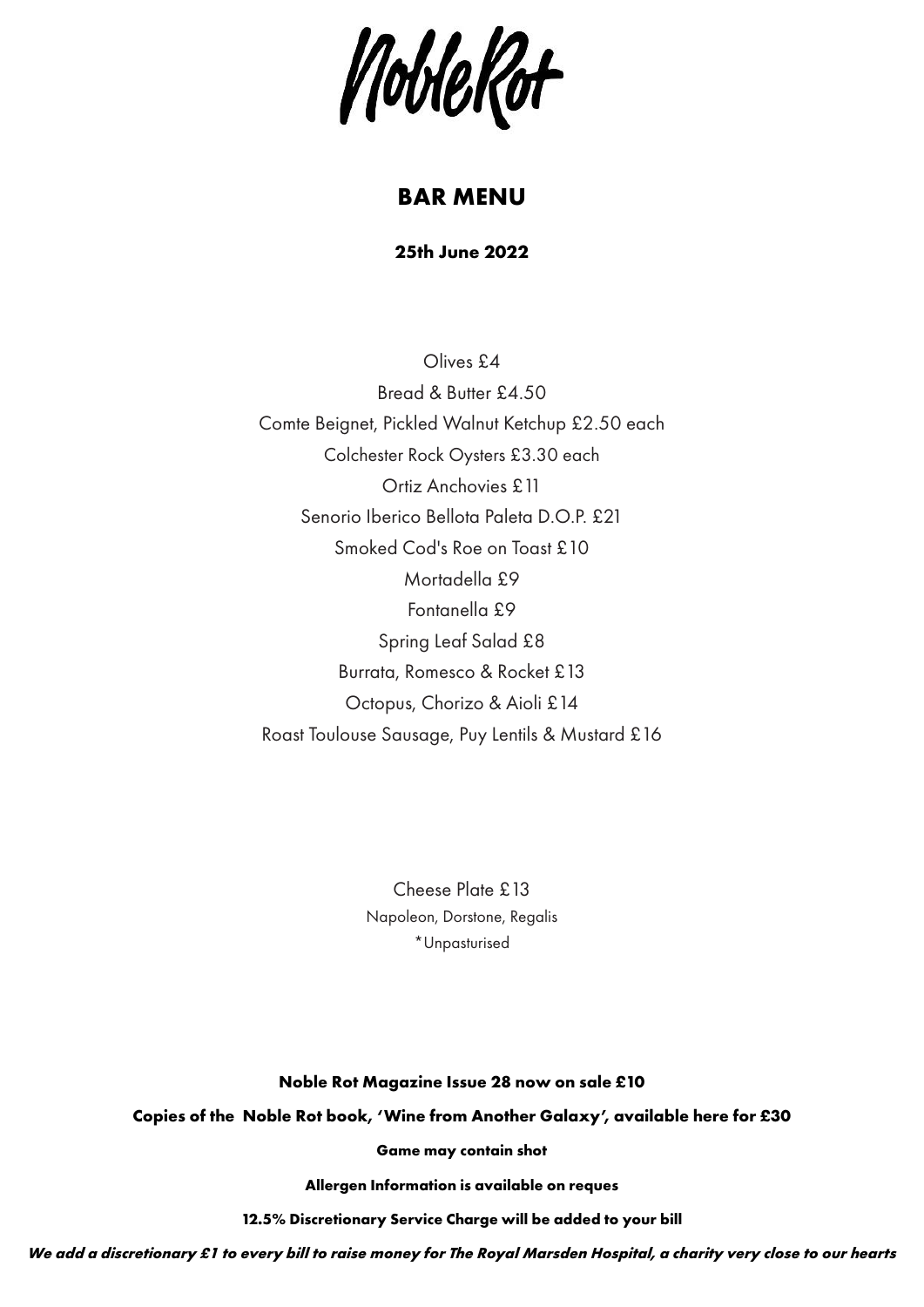# Noble Rot

## BAR MENU

**25th June 2022**

Olives £4

Bread & Butter £4.50

Comte Beignet, Pickled Walnut Ketchup £2.50 each

Colchester Rock Oysters £3.30 each

Ortiz Anchovies £11

Senorio Iberico Bellota Paleta D.O.P. £21

Smoked Cod's Roe on Toast £10

Mortadella £9

Fontanella £9

Spring Leaf Salad £8

Burrata, Romesco & Rocket £13

Octopus, Chorizo & Aioli £14

Roast Toulouse Sausage, Puy Lentils & Mustard £16

Cheese Plate £13

Napoleon, Dorstone, Regalis

*Unpasturised

**Noble Rot Magazine Issue 28 now on sale £10**

**Copies of the Noble Rot book, 'Wine from Another Galaxy', available here for £30**

**Game may contain shot**

**Allergen Information is available on reques**

**12.5% Discretionary Service Charge will be added to your bill**

***We add a discretionary £1 to every bill to raise money for The Royal Marsden Hospital, a charity very close to our hearts***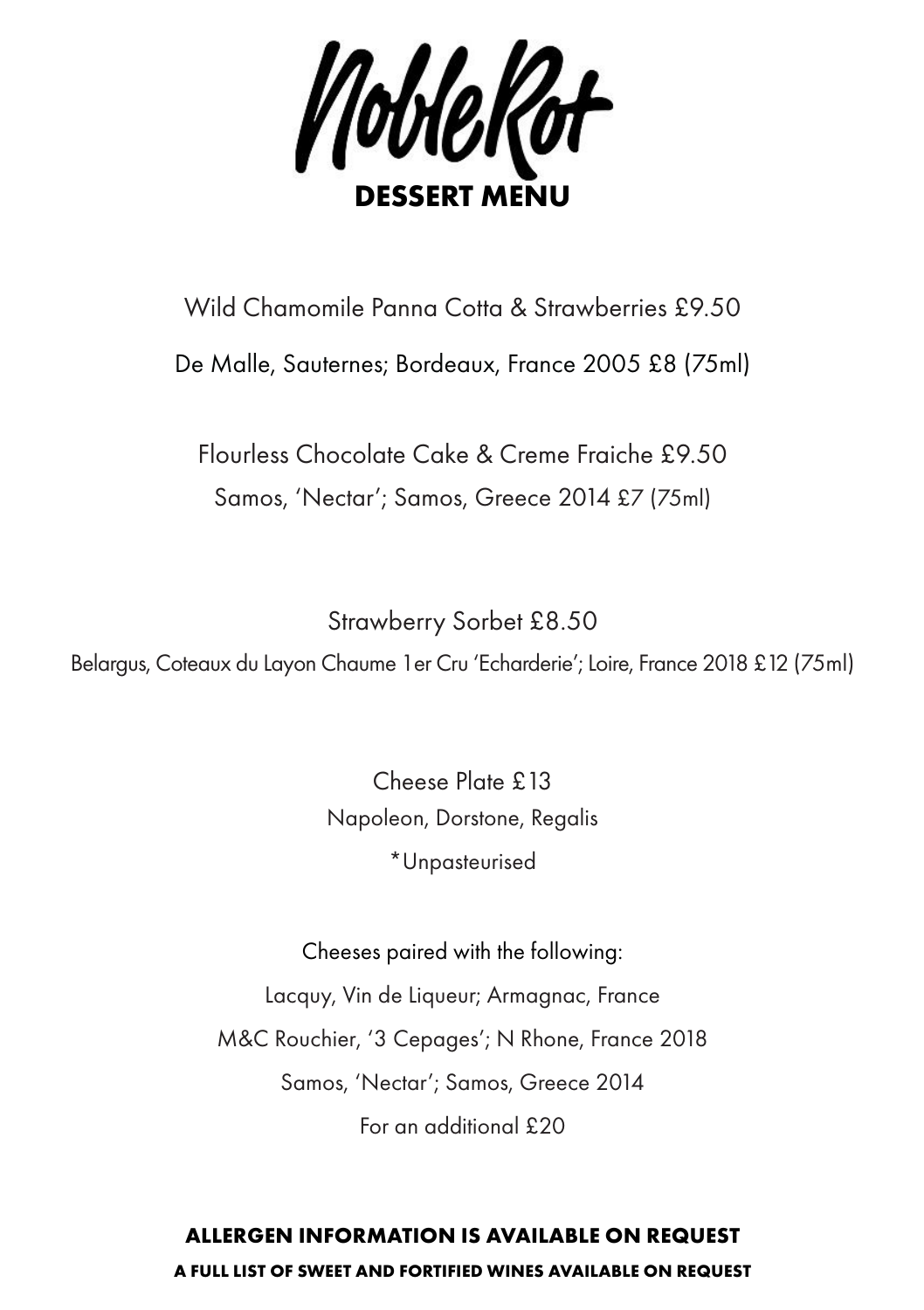# Noble Rot

## DESSERT MENU

Wild Chamomile Panna Cotta & Strawberries £9.50

De Malle, Sauternes; Bordeaux, France 2005 £8 (75ml)

Flourless Chocolate Cake & Creme Fraiche £9.50

Samos, 'Nectar'; Samos, Greece 2014 £7 (75ml)

Strawberry Sorbet £8.50

Belargus, Coteaux du Layon Chaume 1er Cru 'Echarderie'; Loire, France 2018 £12 (75ml)

Cheese Plate £13

Napoleon, Dorstone, Regalis

*Unpasteurised

Cheeses paired with the following:

Lacquy, Vin de Liqueur; Armagnac, France

M&C Rouchier, '3 Cepages'; N Rhone, France 2018

Samos, 'Nectar'; Samos, Greece 2014

For an additional £20

**ALLERGEN INFORMATION IS AVAILABLE ON REQUEST**

**A FULL LIST OF SWEET AND FORTIFIED WINES AVAILABLE ON REQUEST**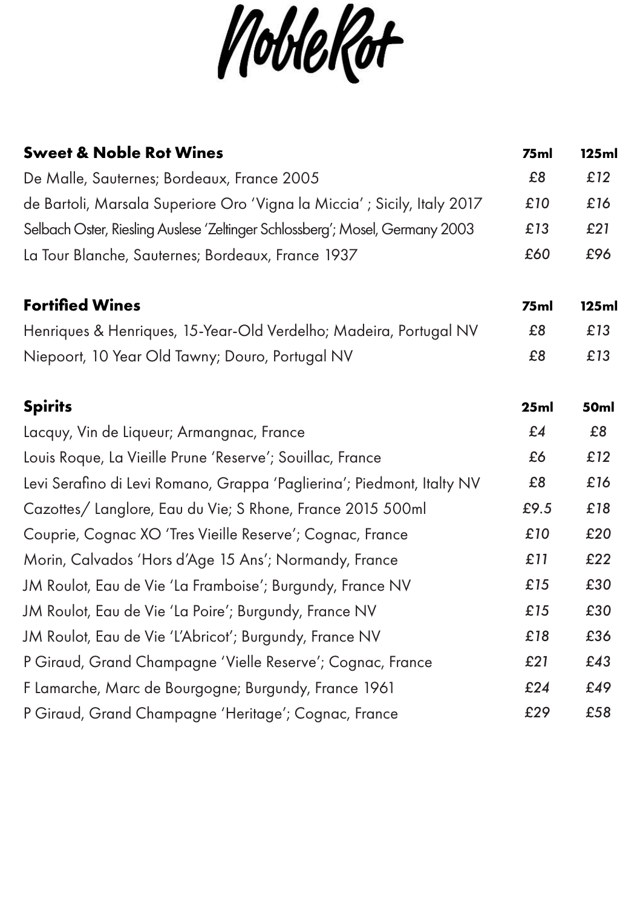# NobleRot

| Sweet & Noble Rot Wines | 75ml | 125ml |
|---|---|---|
| De Malle, Sauternes; Bordeaux, France 2005 | £8 | £12 |
| de Bartoli, Marsala Superiore Oro 'Vigna la Miccia' ; Sicily, Italy 2017 | £10 | £16 |
| Selbach Oster, Riesling Auslese 'Zeltinger Schlossberg'; Mosel, Germany 2003 | £13 | £21 |
| La Tour Blanche, Sauternes; Bordeaux, France 1937 | £60 | £96 |

| Fortified Wines | 75ml | 125ml |
|---|---|---|
| Henriques & Henriques, 15-Year-Old Verdelho; Madeira, Portugal NV | £8 | £13 |
| Niepoort, 10 Year Old Tawny; Douro, Portugal NV | £8 | £13 |

| Spirits | 25ml | 50ml |
|---|---|---|
| Lacquy, Vin de Liqueur; Armangnac, France | £4 | £8 |
| Louis Roque, La Vieille Prune 'Reserve'; Souillac, France | £6 | £12 |
| Levi Serafino di Levi Romano, Grappa 'Paglierina'; Piedmont, Italty NV | £8 | £16 |
| Cazottes/ Langlore, Eau du Vie; S Rhone, France 2015 500ml | £9.5 | £18 |
| Couprie, Cognac XO 'Tres Vieille Reserve'; Cognac, France | £10 | £20 |
| Morin, Calvados 'Hors d'Age 15 Ans'; Normandy, France | £11 | £22 |
| JM Roulot, Eau de Vie 'La Framboise'; Burgundy, France NV | £15 | £30 |
| JM Roulot, Eau de Vie 'La Poire'; Burgundy, France NV | £15 | £30 |
| JM Roulot, Eau de Vie 'L'Abricot'; Burgundy, France NV | £18 | £36 |
| P Giraud, Grand Champagne 'Vielle Reserve'; Cognac, France | £21 | £43 |
| F Lamarche, Marc de Bourgogne; Burgundy, France 1961 | £24 | £49 |
| P Giraud, Grand Champagne 'Heritage'; Cognac, France | £29 | £58 |